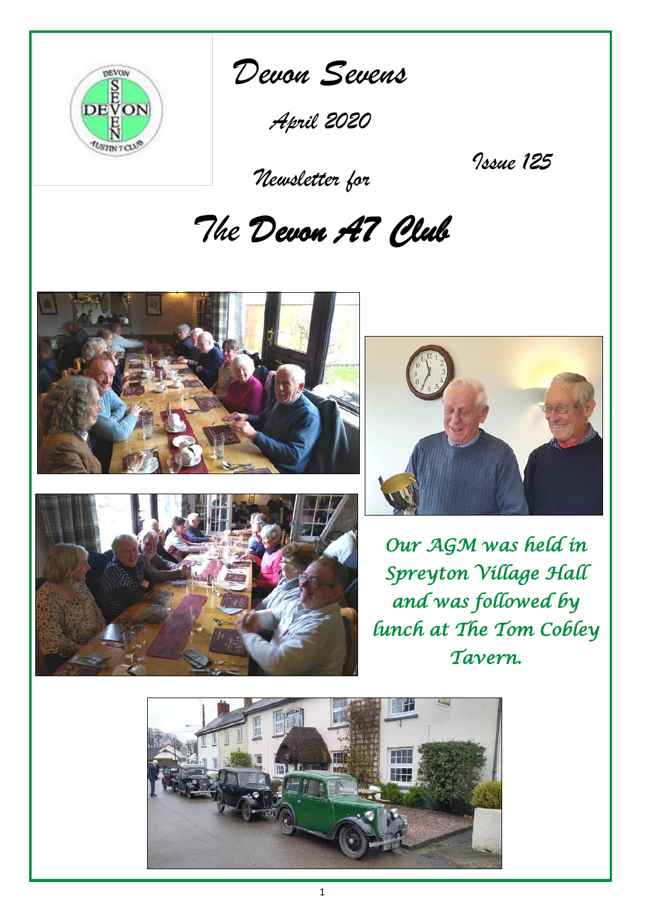# Devon Sevens

*April 2020*

*Issue 125*

*Newsletter for*

# *The Devon A7 Club*

*Our AGM was held in Spreyton Village Hall and was followed by lunch at The Tom Cobley Tavern.*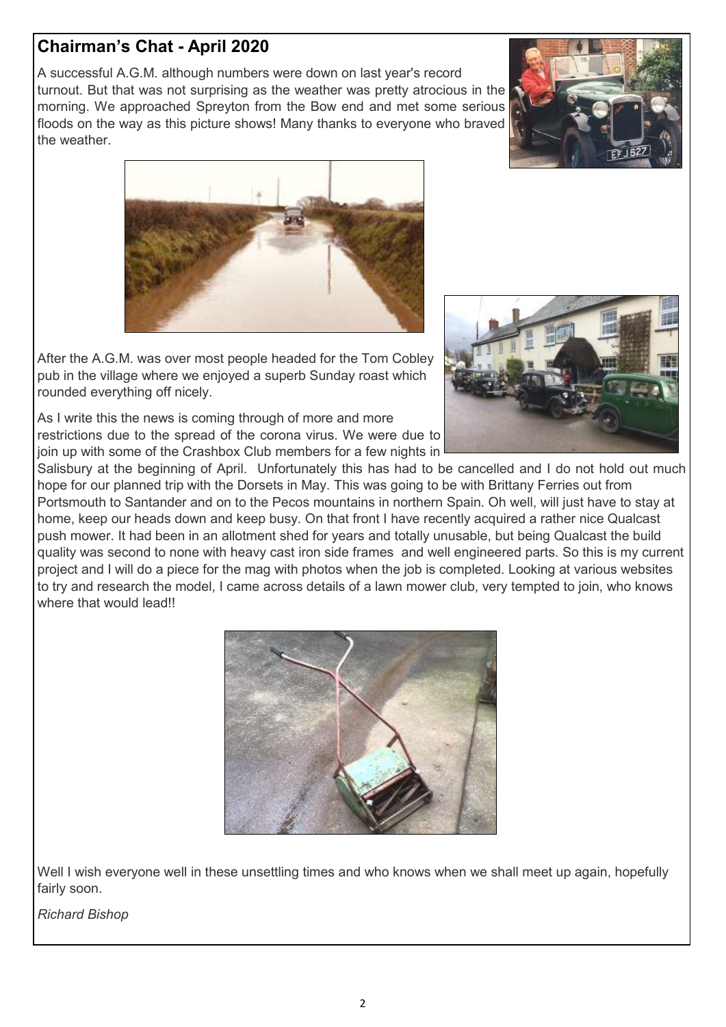## Chairman's Chat - April 2020

A successful A.G.M. although numbers were down on last year's record turnout. But that was not surprising as the weather was pretty atrocious in the morning. We approached Spreyton from the Bow end and met some serious floods on the way as this picture shows! Many thanks to everyone who braved the weather.

After the A.G.M. was over most people headed for the Tom Cobley pub in the village where we enjoyed a superb Sunday roast which rounded everything off nicely.

As I write this the news is coming through of more and more restrictions due to the spread of the corona virus. We were due to join up with some of the Crashbox Club members for a few nights in Salisbury at the beginning of April. Unfortunately this has had to be cancelled and I do not hold out much hope for our planned trip with the Dorsets in May. This was going to be with Brittany Ferries out from Portsmouth to Santander and on to the Pecos mountains in northern Spain. Oh well, will just have to stay at home, keep our heads down and keep busy. On that front I have recently acquired a rather nice Qualcast push mower. It had been in an allotment shed for years and totally unusable, but being Qualcast the build quality was second to none with heavy cast iron side frames and well engineered parts. So this is my current project and I will do a piece for the mag with photos when the job is completed. Looking at various websites to try and research the model, I came across details of a lawn mower club, very tempted to join, who knows where that would lead!!

Well I wish everyone well in these unsettling times and who knows when we shall meet up again, hopefully fairly soon.

*Richard Bishop*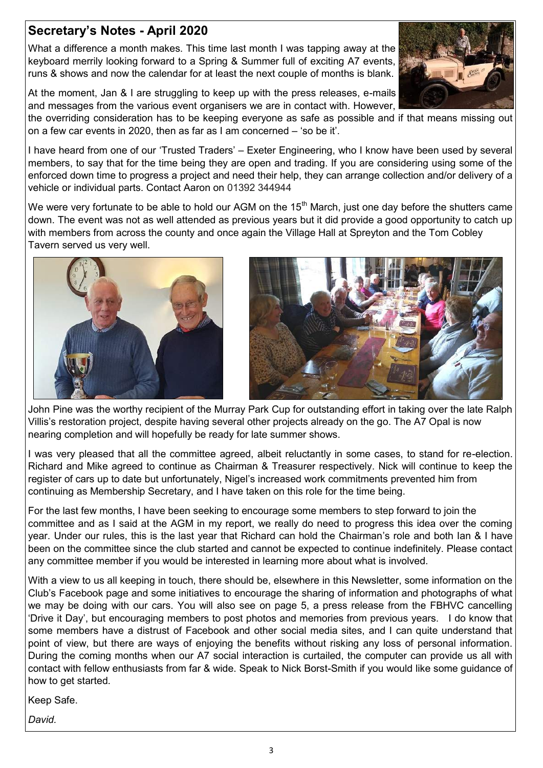## Secretary's Notes - April 2020

What a difference a month makes. This time last month I was tapping away at the keyboard merrily looking forward to a Spring & Summer full of exciting A7 events, runs & shows and now the calendar for at least the next couple of months is blank.

At the moment, Jan & I are struggling to keep up with the press releases, e-mails and messages from the various event organisers we are in contact with. However, the overriding consideration has to be keeping everyone as safe as possible and if that means missing out on a few car events in 2020, then as far as I am concerned – 'so be it'.

I have heard from one of our 'Trusted Traders' – Exeter Engineering, who I know have been used by several members, to say that for the time being they are open and trading. If you are considering using some of the enforced down time to progress a project and need their help, they can arrange collection and/or delivery of a vehicle or individual parts. Contact Aaron on 01392 344944

We were very fortunate to be able to hold our AGM on the 15th March, just one day before the shutters came down. The event was not as well attended as previous years but it did provide a good opportunity to catch up with members from across the county and once again the Village Hall at Spreyton and the Tom Cobley Tavern served us very well.

John Pine was the worthy recipient of the Murray Park Cup for outstanding effort in taking over the late Ralph Villis's restoration project, despite having several other projects already on the go. The A7 Opal is now nearing completion and will hopefully be ready for late summer shows.

I was very pleased that all the committee agreed, albeit reluctantly in some cases, to stand for re-election. Richard and Mike agreed to continue as Chairman & Treasurer respectively. Nick will continue to keep the register of cars up to date but unfortunately, Nigel's increased work commitments prevented him from continuing as Membership Secretary, and I have taken on this role for the time being.

For the last few months, I have been seeking to encourage some members to step forward to join the committee and as I said at the AGM in my report, we really do need to progress this idea over the coming year. Under our rules, this is the last year that Richard can hold the Chairman's role and both Ian & I have been on the committee since the club started and cannot be expected to continue indefinitely. Please contact any committee member if you would be interested in learning more about what is involved.

With a view to us all keeping in touch, there should be, elsewhere in this Newsletter, some information on the Club's Facebook page and some initiatives to encourage the sharing of information and photographs of what we may be doing with our cars. You will also see on page 5, a press release from the FBHVC cancelling 'Drive it Day', but encouraging members to post photos and memories from previous years. I do know that some members have a distrust of Facebook and other social media sites, and I can quite understand that point of view, but there are ways of enjoying the benefits without risking any loss of personal information. During the coming months when our A7 social interaction is curtailed, the computer can provide us all with contact with fellow enthusiasts from far & wide. Speak to Nick Borst-Smith if you would like some guidance of how to get started.

Keep Safe.

*David.*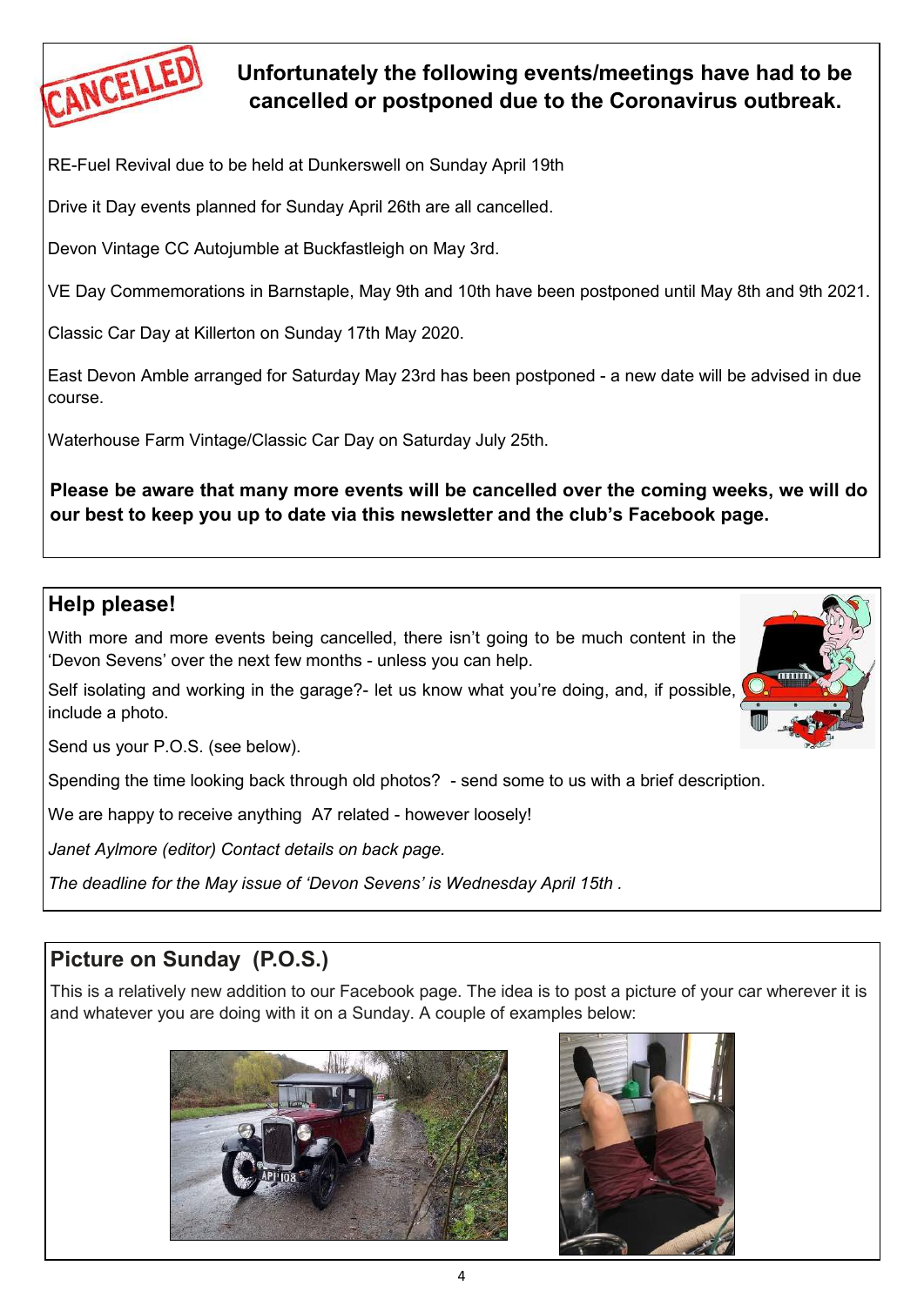## Unfortunately the following events/meetings have had to be cancelled or postponed due to the Coronavirus outbreak.

RE-Fuel Revival due to be held at Dunkerswell on Sunday April 19th

Drive it Day events planned for Sunday April 26th are all cancelled.

Devon Vintage CC Autojumble at Buckfastleigh on May 3rd.

VE Day Commemorations in Barnstaple, May 9th and 10th have been postponed until May 8th and 9th 2021.

Classic Car Day at Killerton on Sunday 17th May 2020.

East Devon Amble arranged for Saturday May 23rd has been postponed - a new date will be advised in due course.

Waterhouse Farm Vintage/Classic Car Day on Saturday July 25th.

**Please be aware that many more events will be cancelled over the coming weeks, we will do our best to keep you up to date via this newsletter and the club's Facebook page.**

## Help please!

With more and more events being cancelled, there isn't going to be much content in the 'Devon Sevens' over the next few months - unless you can help.

Self isolating and working in the garage?- let us know what you're doing, and, if possible, include a photo.

Send us your P.O.S. (see below).

Spending the time looking back through old photos? - send some to us with a brief description.

We are happy to receive anything A7 related - however loosely!

*Janet Aylmore (editor) Contact details on back page.*

*The deadline for the May issue of 'Devon Sevens' is Wednesday April 15th .*

## Picture on Sunday (P.O.S.)

This is a relatively new addition to our Facebook page. The idea is to post a picture of your car wherever it is and whatever you are doing with it on a Sunday. A couple of examples below: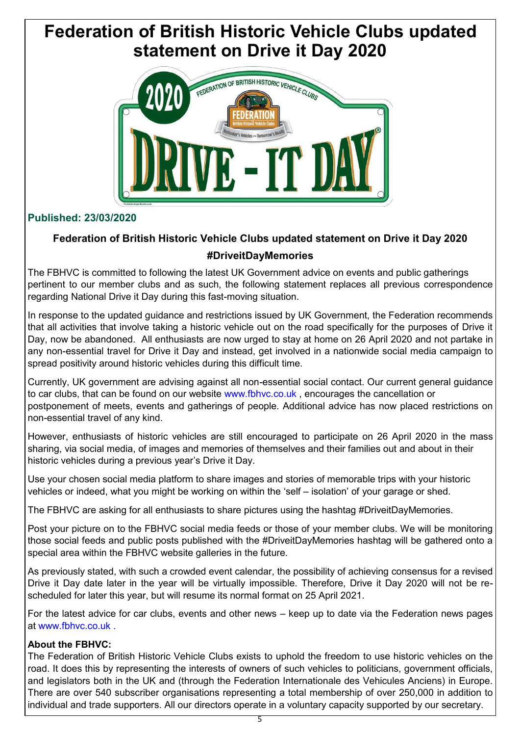# Federation of British Historic Vehicle Clubs updated statement on Drive it Day 2020

**Published: 23/03/2020**

### Federation of British Historic Vehicle Clubs updated statement on Drive it Day 2020

### #DriveitDayMemories

The FBHVC is committed to following the latest UK Government advice on events and public gatherings pertinent to our member clubs and as such, the following statement replaces all previous correspondence regarding National Drive it Day during this fast-moving situation.

In response to the updated guidance and restrictions issued by UK Government, the Federation recommends that all activities that involve taking a historic vehicle out on the road specifically for the purposes of Drive it Day, now be abandoned. All enthusiasts are now urged to stay at home on 26 April 2020 and not partake in any non-essential travel for Drive it Day and instead, get involved in a nationwide social media campaign to spread positivity around historic vehicles during this difficult time.

Currently, UK government are advising against all non-essential social contact. Our current general guidance to car clubs, that can be found on our website www.fbhvc.co.uk , encourages the cancellation or postponement of meets, events and gatherings of people. Additional advice has now placed restrictions on non-essential travel of any kind.

However, enthusiasts of historic vehicles are still encouraged to participate on 26 April 2020 in the mass sharing, via social media, of images and memories of themselves and their families out and about in their historic vehicles during a previous year's Drive it Day.

Use your chosen social media platform to share images and stories of memorable trips with your historic vehicles or indeed, what you might be working on within the 'self – isolation' of your garage or shed.

The FBHVC are asking for all enthusiasts to share pictures using the hashtag #DriveitDayMemories.

Post your picture on to the FBHVC social media feeds or those of your member clubs. We will be monitoring those social feeds and public posts published with the #DriveitDayMemories hashtag will be gathered onto a special area within the FBHVC website galleries in the future.

As previously stated, with such a crowded event calendar, the possibility of achieving consensus for a revised Drive it Day date later in the year will be virtually impossible. Therefore, Drive it Day 2020 will not be re-scheduled for later this year, but will resume its normal format on 25 April 2021.

For the latest advice for car clubs, events and other news – keep up to date via the Federation news pages at www.fbhvc.co.uk .

**About the FBHVC:**

The Federation of British Historic Vehicle Clubs exists to uphold the freedom to use historic vehicles on the road. It does this by representing the interests of owners of such vehicles to politicians, government officials, and legislators both in the UK and (through the Federation Internationale des Vehicules Anciens) in Europe. There are over 540 subscriber organisations representing a total membership of over 250,000 in addition to individual and trade supporters. All our directors operate in a voluntary capacity supported by our secretary.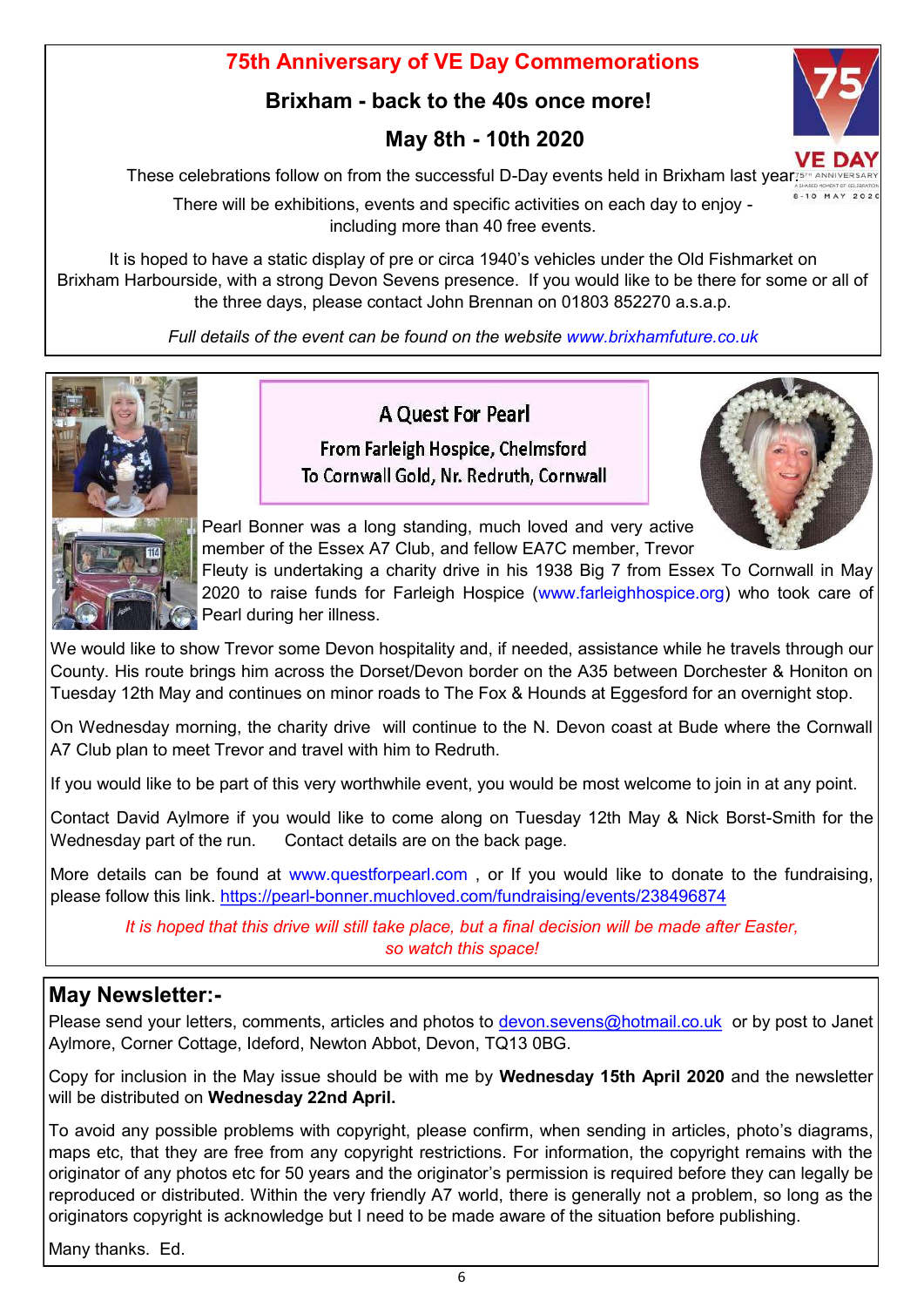## 75th Anniversary of VE Day Commemorations

### Brixham - back to the 40s once more!

### May 8th - 10th 2020

These celebrations follow on from the successful D-Day events held in Brixham last year.

There will be exhibitions, events and specific activities on each day to enjoy - including more than 40 free events.

It is hoped to have a static display of pre or circa 1940's vehicles under the Old Fishmarket on Brixham Harbourside, with a strong Devon Sevens presence. If you would like to be there for some or all of the three days, please contact John Brennan on 01803 852270 a.s.a.p.

*Full details of the event can be found on the website www.brixhamfuture.co.uk*

## A Quest For Pearl

### From Farleigh Hospice, Chelmsford To Cornwall Gold, Nr. Redruth, Cornwall

Pearl Bonner was a long standing, much loved and very active member of the Essex A7 Club, and fellow EA7C member, Trevor Fleuty is undertaking a charity drive in his 1938 Big 7 from Essex To Cornwall in May 2020 to raise funds for Farleigh Hospice (www.farleighhospice.org) who took care of Pearl during her illness.

We would like to show Trevor some Devon hospitality and, if needed, assistance while he travels through our County. His route brings him across the Dorset/Devon border on the A35 between Dorchester & Honiton on Tuesday 12th May and continues on minor roads to The Fox & Hounds at Eggesford for an overnight stop.

On Wednesday morning, the charity drive will continue to the N. Devon coast at Bude where the Cornwall A7 Club plan to meet Trevor and travel with him to Redruth.

If you would like to be part of this very worthwhile event, you would be most welcome to join in at any point.

Contact David Aylmore if you would like to come along on Tuesday 12th May & Nick Borst-Smith for the Wednesday part of the run. Contact details are on the back page.

More details can be found at www.questforpearl.com , or If you would like to donate to the fundraising, please follow this link. https://pearl-bonner.muchloved.com/fundraising/events/238496874

*It is hoped that this drive will still take place, but a final decision will be made after Easter, so watch this space!*

## May Newsletter:-

Please send your letters, comments, articles and photos to devon.sevens@hotmail.co.uk or by post to Janet Aylmore, Corner Cottage, Ideford, Newton Abbot, Devon, TQ13 0BG.

Copy for inclusion in the May issue should be with me by **Wednesday 15th April 2020** and the newsletter will be distributed on **Wednesday 22nd April.**

To avoid any possible problems with copyright, please confirm, when sending in articles, photo's diagrams, maps etc, that they are free from any copyright restrictions. For information, the copyright remains with the originator of any photos etc for 50 years and the originator's permission is required before they can legally be reproduced or distributed. Within the very friendly A7 world, there is generally not a problem, so long as the originators copyright is acknowledge but I need to be made aware of the situation before publishing.

Many thanks. Ed.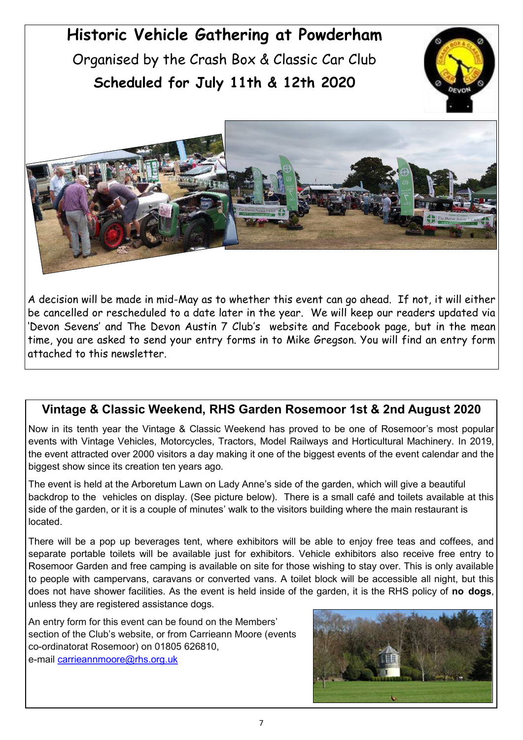# Historic Vehicle Gathering at Powderham

Organised by the Crash Box & Classic Car Club

**Scheduled for July 11th & 12th 2020**

A decision will be made in mid-May as to whether this event can go ahead. If not, it will either be cancelled or rescheduled to a date later in the year. We will keep our readers updated via 'Devon Sevens' and The Devon Austin 7 Club's website and Facebook page, but in the mean time, you are asked to send your entry forms in to Mike Gregson. You will find an entry form attached to this newsletter.

## Vintage & Classic Weekend, RHS Garden Rosemoor 1st & 2nd August 2020

Now in its tenth year the Vintage & Classic Weekend has proved to be one of Rosemoor's most popular events with Vintage Vehicles, Motorcycles, Tractors, Model Railways and Horticultural Machinery. In 2019, the event attracted over 2000 visitors a day making it one of the biggest events of the event calendar and the biggest show since its creation ten years ago.

The event is held at the Arboretum Lawn on Lady Anne's side of the garden, which will give a beautiful backdrop to the vehicles on display. (See picture below). There is a small café and toilets available at this side of the garden, or it is a couple of minutes' walk to the visitors building where the main restaurant is located.

There will be a pop up beverages tent, where exhibitors will be able to enjoy free teas and coffees, and separate portable toilets will be available just for exhibitors. Vehicle exhibitors also receive free entry to Rosemoor Garden and free camping is available on site for those wishing to stay over. This is only available to people with campervans, caravans or converted vans. A toilet block will be accessible all night, but this does not have shower facilities. As the event is held inside of the garden, it is the RHS policy of **no dogs**, unless they are registered assistance dogs.

An entry form for this event can be found on the Members' section of the Club's website, or from Carrieann Moore (events co-ordinatorat Rosemoor) on 01805 626810, e-mail carrieannmoore@rhs.org.uk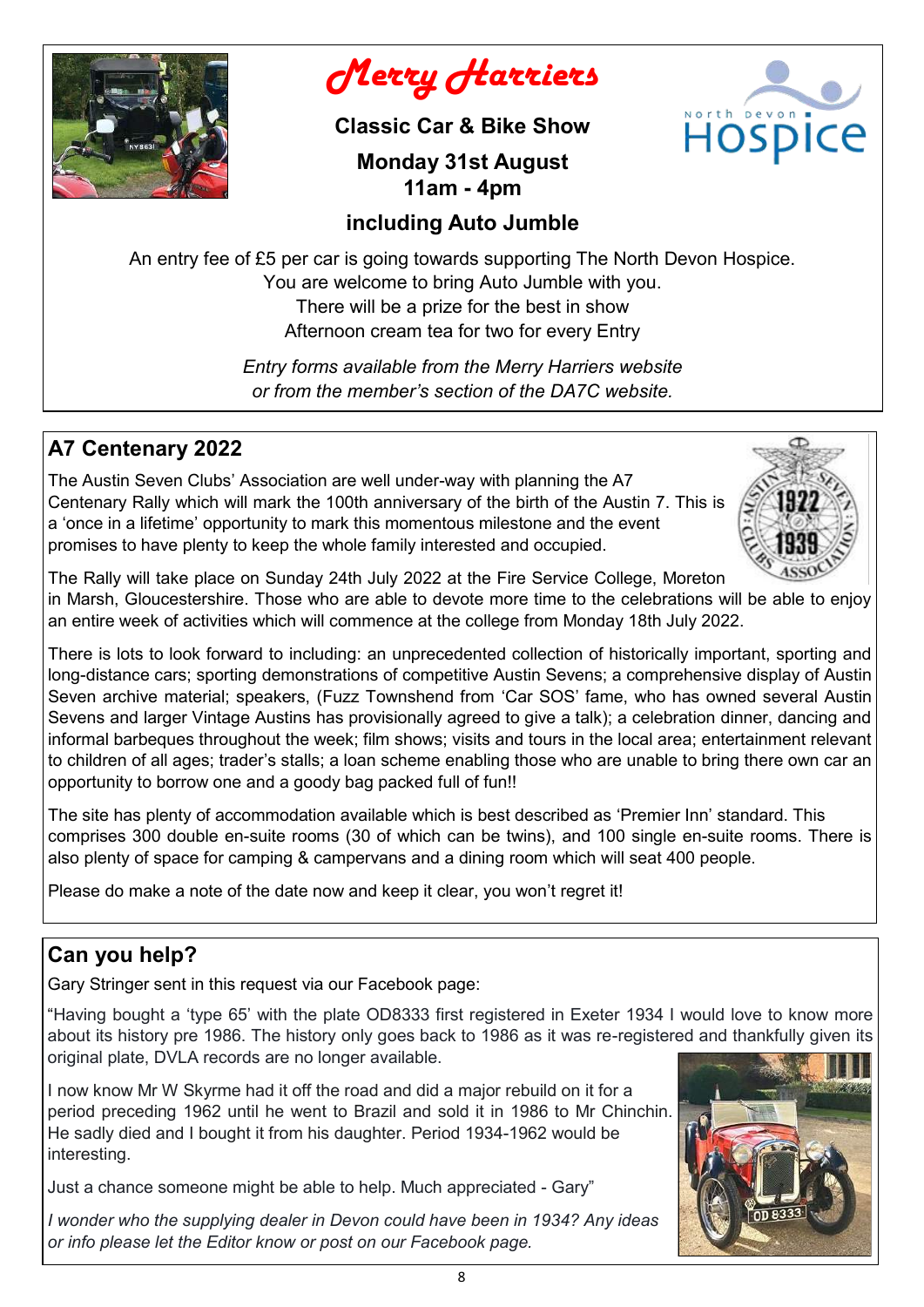# Merry Harriers

**Classic Car & Bike Show**

**Monday 31st August**
**11am - 4pm**

**including Auto Jumble**

An entry fee of £5 per car is going towards supporting The North Devon Hospice.
You are welcome to bring Auto Jumble with you.
There will be a prize for the best in show
Afternoon cream tea for two for every Entry

*Entry forms available from the Merry Harriers website*
*or from the member's section of the DA7C website.*

## A7 Centenary 2022

The Austin Seven Clubs' Association are well under-way with planning the A7 Centenary Rally which will mark the 100th anniversary of the birth of the Austin 7. This is a 'once in a lifetime' opportunity to mark this momentous milestone and the event promises to have plenty to keep the whole family interested and occupied.

The Rally will take place on Sunday 24th July 2022 at the Fire Service College, Moreton in Marsh, Gloucestershire. Those who are able to devote more time to the celebrations will be able to enjoy an entire week of activities which will commence at the college from Monday 18th July 2022.

There is lots to look forward to including: an unprecedented collection of historically important, sporting and long-distance cars; sporting demonstrations of competitive Austin Sevens; a comprehensive display of Austin Seven archive material; speakers, (Fuzz Townshend from 'Car SOS' fame, who has owned several Austin Sevens and larger Vintage Austins has provisionally agreed to give a talk); a celebration dinner, dancing and informal barbeques throughout the week; film shows; visits and tours in the local area; entertainment relevant to children of all ages; trader's stalls; a loan scheme enabling those who are unable to bring there own car an opportunity to borrow one and a goody bag packed full of fun!!

The site has plenty of accommodation available which is best described as 'Premier Inn' standard. This comprises 300 double en-suite rooms (30 of which can be twins), and 100 single en-suite rooms. There is also plenty of space for camping & campervans and a dining room which will seat 400 people.

Please do make a note of the date now and keep it clear, you won't regret it!

## Can you help?

Gary Stringer sent in this request via our Facebook page:

"Having bought a 'type 65' with the plate OD8333 first registered in Exeter 1934 I would love to know more about its history pre 1986. The history only goes back to 1986 as it was re-registered and thankfully given its original plate, DVLA records are no longer available.

I now know Mr W Skyrme had it off the road and did a major rebuild on it for a period preceding 1962 until he went to Brazil and sold it in 1986 to Mr Chinchin. He sadly died and I bought it from his daughter. Period 1934-1962 would be interesting.

Just a chance someone might be able to help. Much appreciated - Gary"

*I wonder who the supplying dealer in Devon could have been in 1934? Any ideas or info please let the Editor know or post on our Facebook page.*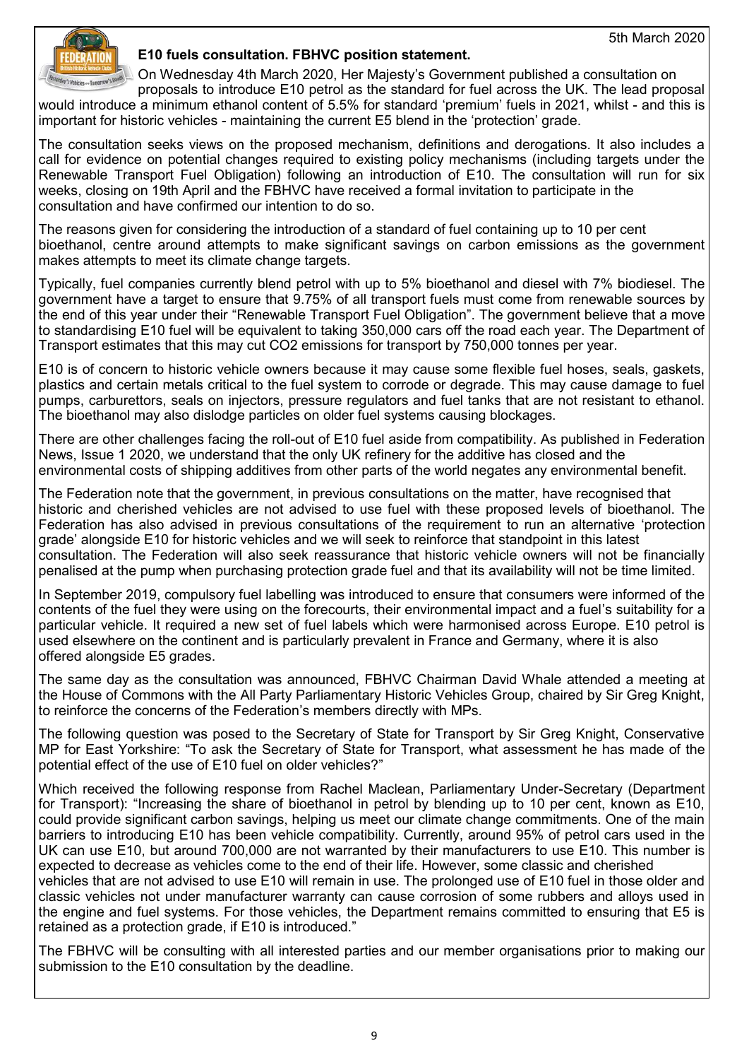5th March 2020

## E10 fuels consultation. FBHVC position statement.

On Wednesday 4th March 2020, Her Majesty's Government published a consultation on proposals to introduce E10 petrol as the standard for fuel across the UK. The lead proposal would introduce a minimum ethanol content of 5.5% for standard 'premium' fuels in 2021, whilst - and this is important for historic vehicles - maintaining the current E5 blend in the 'protection' grade.

The consultation seeks views on the proposed mechanism, definitions and derogations. It also includes a call for evidence on potential changes required to existing policy mechanisms (including targets under the Renewable Transport Fuel Obligation) following an introduction of E10. The consultation will run for six weeks, closing on 19th April and the FBHVC have received a formal invitation to participate in the consultation and have confirmed our intention to do so.

The reasons given for considering the introduction of a standard of fuel containing up to 10 per cent bioethanol, centre around attempts to make significant savings on carbon emissions as the government makes attempts to meet its climate change targets.

Typically, fuel companies currently blend petrol with up to 5% bioethanol and diesel with 7% biodiesel. The government have a target to ensure that 9.75% of all transport fuels must come from renewable sources by the end of this year under their "Renewable Transport Fuel Obligation". The government believe that a move to standardising E10 fuel will be equivalent to taking 350,000 cars off the road each year. The Department of Transport estimates that this may cut $CO_2$ emissions for transport by 750,000 tonnes per year.

E10 is of concern to historic vehicle owners because it may cause some flexible fuel hoses, seals, gaskets, plastics and certain metals critical to the fuel system to corrode or degrade. This may cause damage to fuel pumps, carburettors, seals on injectors, pressure regulators and fuel tanks that are not resistant to ethanol. The bioethanol may also dislodge particles on older fuel systems causing blockages.

There are other challenges facing the roll-out of E10 fuel aside from compatibility. As published in Federation News, Issue 1 2020, we understand that the only UK refinery for the additive has closed and the environmental costs of shipping additives from other parts of the world negates any environmental benefit.

The Federation note that the government, in previous consultations on the matter, have recognised that historic and cherished vehicles are not advised to use fuel with these proposed levels of bioethanol. The Federation has also advised in previous consultations of the requirement to run an alternative 'protection grade' alongside E10 for historic vehicles and we will seek to reinforce that standpoint in this latest consultation. The Federation will also seek reassurance that historic vehicle owners will not be financially penalised at the pump when purchasing protection grade fuel and that its availability will not be time limited.

In September 2019, compulsory fuel labelling was introduced to ensure that consumers were informed of the contents of the fuel they were using on the forecourts, their environmental impact and a fuel's suitability for a particular vehicle. It required a new set of fuel labels which were harmonised across Europe. E10 petrol is used elsewhere on the continent and is particularly prevalent in France and Germany, where it is also offered alongside E5 grades.

The same day as the consultation was announced, FBHVC Chairman David Whale attended a meeting at the House of Commons with the All Party Parliamentary Historic Vehicles Group, chaired by Sir Greg Knight, to reinforce the concerns of the Federation's members directly with MPs.

The following question was posed to the Secretary of State for Transport by Sir Greg Knight, Conservative MP for East Yorkshire: "To ask the Secretary of State for Transport, what assessment he has made of the potential effect of the use of E10 fuel on older vehicles?"

Which received the following response from Rachel Maclean, Parliamentary Under-Secretary (Department for Transport): "Increasing the share of bioethanol in petrol by blending up to 10 per cent, known as E10, could provide significant carbon savings, helping us meet our climate change commitments. One of the main barriers to introducing E10 has been vehicle compatibility. Currently, around 95% of petrol cars used in the UK can use E10, but around 700,000 are not warranted by their manufacturers to use E10. This number is expected to decrease as vehicles come to the end of their life. However, some classic and cherished vehicles that are not advised to use E10 will remain in use. The prolonged use of E10 fuel in those older and classic vehicles not under manufacturer warranty can cause corrosion of some rubbers and alloys used in the engine and fuel systems. For those vehicles, the Department remains committed to ensuring that E5 is retained as a protection grade, if E10 is introduced."

The FBHVC will be consulting with all interested parties and our member organisations prior to making our submission to the E10 consultation by the deadline.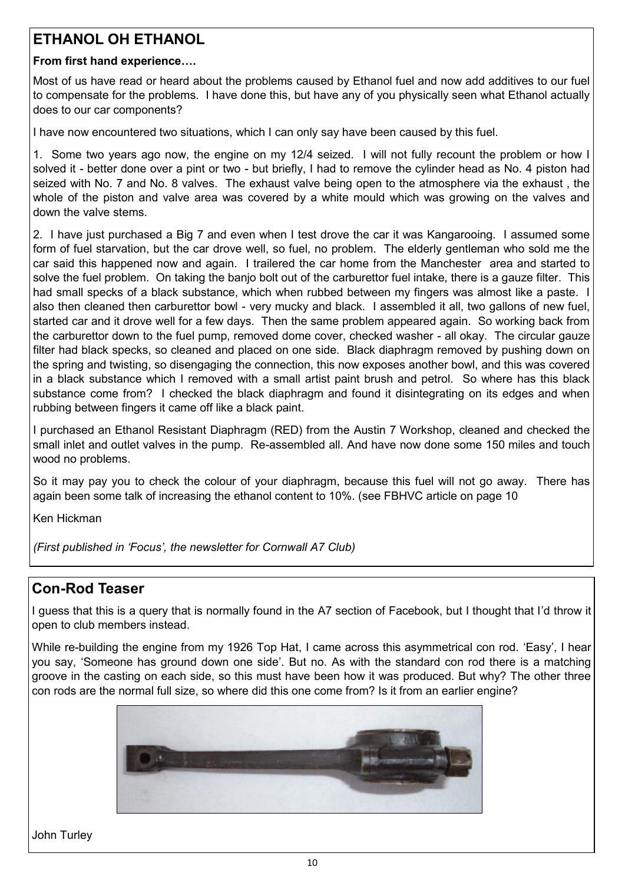## ETHANOL OH ETHANOL

**From first hand experience….**

Most of us have read or heard about the problems caused by Ethanol fuel and now add additives to our fuel to compensate for the problems. I have done this, but have any of you physically seen what Ethanol actually does to our car components?

I have now encountered two situations, which I can only say have been caused by this fuel.

1. Some two years ago now, the engine on my 12/4 seized. I will not fully recount the problem or how I solved it - better done over a pint or two - but briefly, I had to remove the cylinder head as No. 4 piston had seized with No. 7 and No. 8 valves. The exhaust valve being open to the atmosphere via the exhaust , the whole of the piston and valve area was covered by a white mould which was growing on the valves and down the valve stems.

2. I have just purchased a Big 7 and even when I test drove the car it was Kangarooing. I assumed some form of fuel starvation, but the car drove well, so fuel, no problem. The elderly gentleman who sold me the car said this happened now and again. I trailered the car home from the Manchester area and started to solve the fuel problem. On taking the banjo bolt out of the carburettor fuel intake, there is a gauze filter. This had small specks of a black substance, which when rubbed between my fingers was almost like a paste. I also then cleaned then carburettor bowl - very mucky and black. I assembled it all, two gallons of new fuel, started car and it drove well for a few days. Then the same problem appeared again. So working back from the carburettor down to the fuel pump, removed dome cover, checked washer - all okay. The circular gauze filter had black specks, so cleaned and placed on one side. Black diaphragm removed by pushing down on the spring and twisting, so disengaging the connection, this now exposes another bowl, and this was covered in a black substance which I removed with a small artist paint brush and petrol. So where has this black substance come from? I checked the black diaphragm and found it disintegrating on its edges and when rubbing between fingers it came off like a black paint.

I purchased an Ethanol Resistant Diaphragm (RED) from the Austin 7 Workshop, cleaned and checked the small inlet and outlet valves in the pump. Re-assembled all. And have now done some 150 miles and touch wood no problems.

So it may pay you to check the colour of your diaphragm, because this fuel will not go away. There has again been some talk of increasing the ethanol content to 10%. (see FBHVC article on page 10

Ken Hickman

*(First published in 'Focus', the newsletter for Cornwall A7 Club)*

## Con-Rod Teaser

I guess that this is a query that is normally found in the A7 section of Facebook, but I thought that I'd throw it open to club members instead.

While re-building the engine from my 1926 Top Hat, I came across this asymmetrical con rod. 'Easy', I hear you say, 'Someone has ground down one side'. But no. As with the standard con rod there is a matching groove in the casting on each side, so this must have been how it was produced. But why? The other three con rods are the normal full size, so where did this one come from? Is it from an earlier engine?

John Turley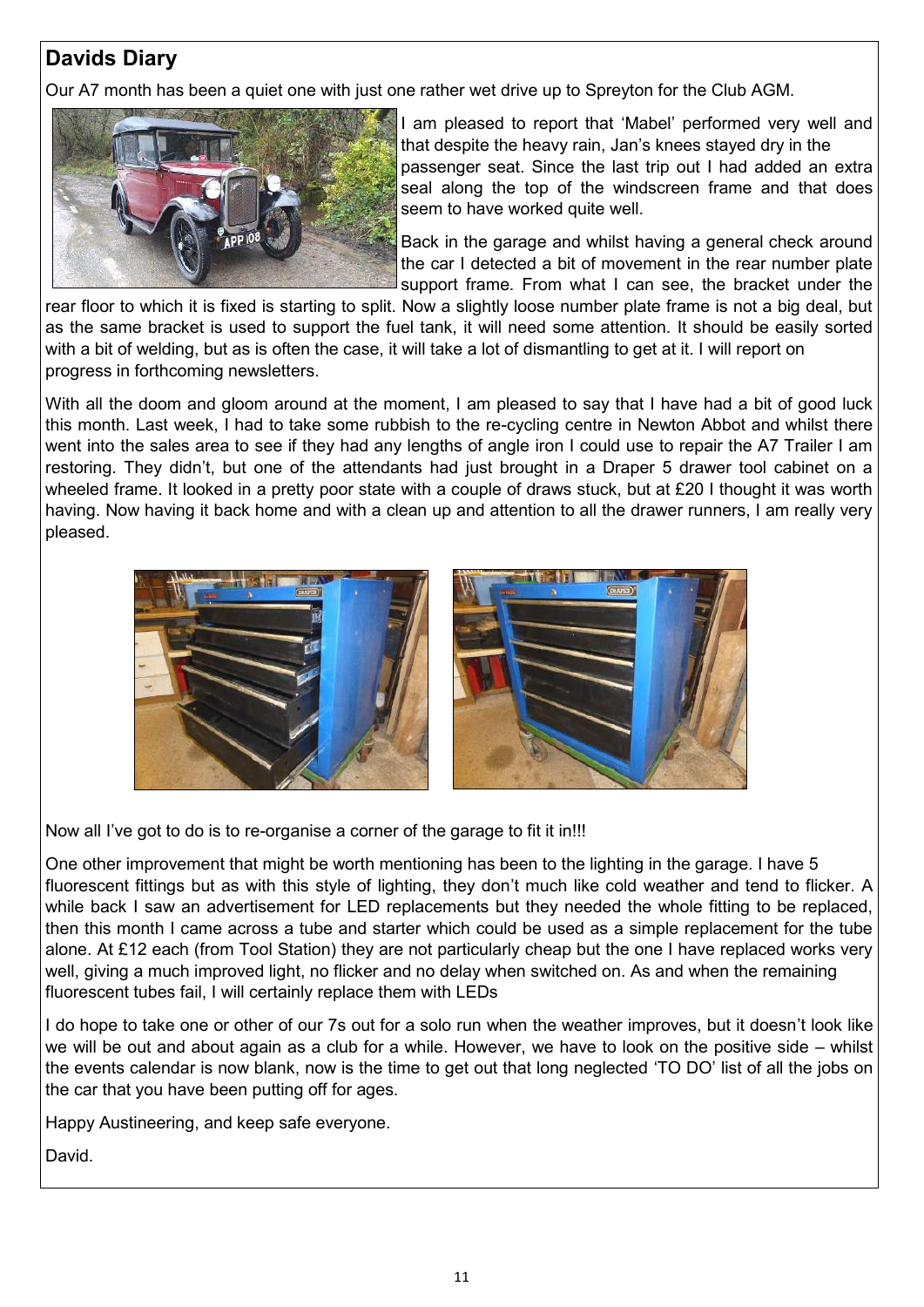## Davids Diary

Our A7 month has been a quiet one with just one rather wet drive up to Spreyton for the Club AGM.

I am pleased to report that 'Mabel' performed very well and that despite the heavy rain, Jan's knees stayed dry in the passenger seat. Since the last trip out I had added an extra seal along the top of the windscreen frame and that does seem to have worked quite well.

Back in the garage and whilst having a general check around the car I detected a bit of movement in the rear number plate support frame. From what I can see, the bracket under the rear floor to which it is fixed is starting to split. Now a slightly loose number plate frame is not a big deal, but as the same bracket is used to support the fuel tank, it will need some attention. It should be easily sorted with a bit of welding, but as is often the case, it will take a lot of dismantling to get at it. I will report on progress in forthcoming newsletters.

With all the doom and gloom around at the moment, I am pleased to say that I have had a bit of good luck this month. Last week, I had to take some rubbish to the re-cycling centre in Newton Abbot and whilst there went into the sales area to see if they had any lengths of angle iron I could use to repair the A7 Trailer I am restoring. They didn't, but one of the attendants had just brought in a Draper 5 drawer tool cabinet on a wheeled frame. It looked in a pretty poor state with a couple of draws stuck, but at £20 I thought it was worth having. Now having it back home and with a clean up and attention to all the drawer runners, I am really very pleased.

Now all I've got to do is to re-organise a corner of the garage to fit it in!!!

One other improvement that might be worth mentioning has been to the lighting in the garage. I have 5 fluorescent fittings but as with this style of lighting, they don't much like cold weather and tend to flicker. A while back I saw an advertisement for LED replacements but they needed the whole fitting to be replaced, then this month I came across a tube and starter which could be used as a simple replacement for the tube alone. At £12 each (from Tool Station) they are not particularly cheap but the one I have replaced works very well, giving a much improved light, no flicker and no delay when switched on. As and when the remaining fluorescent tubes fail, I will certainly replace them with LEDs

I do hope to take one or other of our 7s out for a solo run when the weather improves, but it doesn't look like we will be out and about again as a club for a while. However, we have to look on the positive side – whilst the events calendar is now blank, now is the time to get out that long neglected 'TO DO' list of all the jobs on the car that you have been putting off for ages.

Happy Austineering, and keep safe everyone.

David.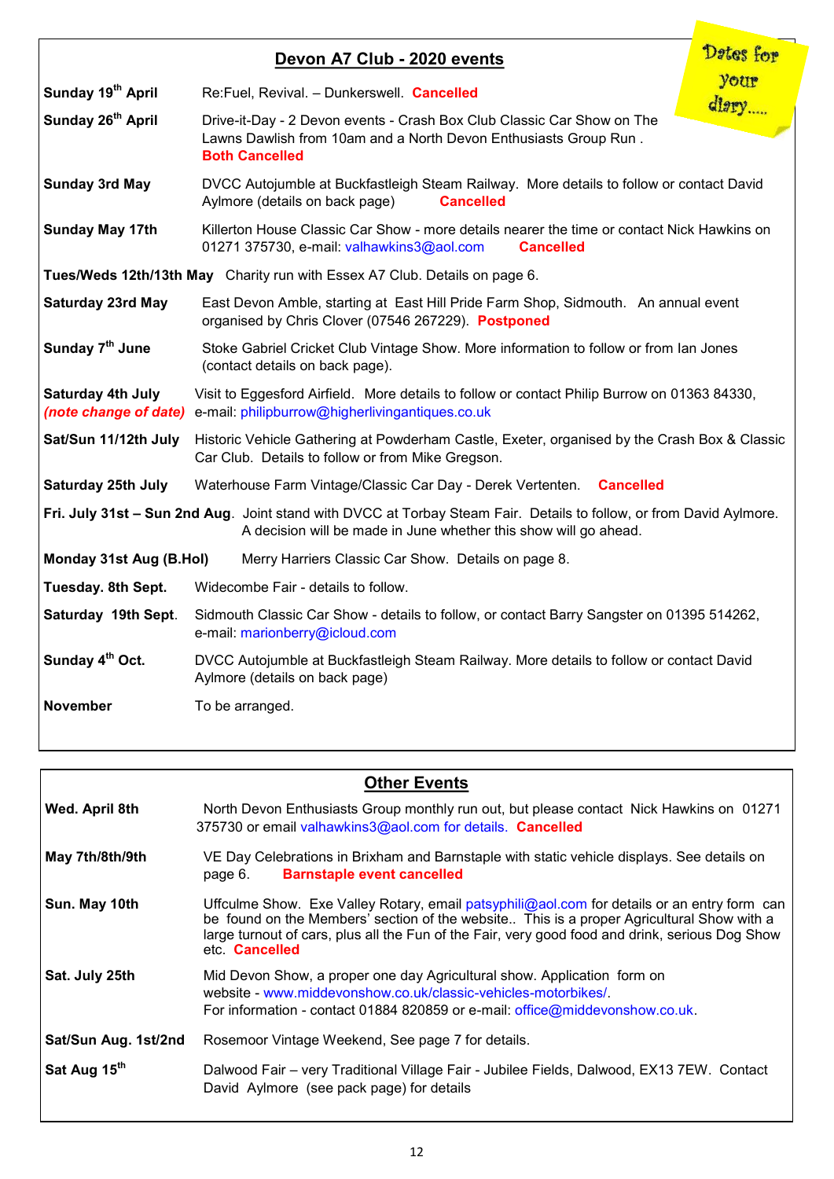## Devon A7 Club - 2020 events

Dates for your diary.....

| | |
|---|---|
| **Sunday 19th April** | Re:Fuel, Revival. – Dunkerswell. **Cancelled** |
| **Sunday 26th April** | Drive-it-Day - 2 Devon events - Crash Box Club Classic Car Show on The Lawns Dawlish from 10am and a North Devon Enthusiasts Group Run . **Both Cancelled** |
| **Sunday 3rd May** | DVCC Autojumble at Buckfastleigh Steam Railway. More details to follow or contact David Aylmore (details on back page) **Cancelled** |
| **Sunday May 17th** | Killerton House Classic Car Show - more details nearer the time or contact Nick Hawkins on 01271 375730, e-mail: valhawkins3@aol.com **Cancelled** |
| **Tues/Weds 12th/13th May** | Charity run with Essex A7 Club. Details on page 6. |
| **Saturday 23rd May** | East Devon Amble, starting at East Hill Pride Farm Shop, Sidmouth. An annual event organised by Chris Clover (07546 267229). **Postponed** |
| **Sunday 7th June** | Stoke Gabriel Cricket Club Vintage Show. More information to follow or from Ian Jones (contact details on back page). |
| **Saturday 4th July** ***(note change of date)*** | Visit to Eggesford Airfield. More details to follow or contact Philip Burrow on 01363 84330, e-mail: philipburrow@higherlivingantiques.co.uk |
| **Sat/Sun 11/12th July** | Historic Vehicle Gathering at Powderham Castle, Exeter, organised by the Crash Box & Classic Car Club. Details to follow or from Mike Gregson. |
| **Saturday 25th July** | Waterhouse Farm Vintage/Classic Car Day - Derek Vertenten. **Cancelled** |
| **Fri. July 31st – Sun 2nd Aug** | Joint stand with DVCC at Torbay Steam Fair. Details to follow, or from David Aylmore. A decision will be made in June whether this show will go ahead. |
| **Monday 31st Aug (B.Hol)** | Merry Harriers Classic Car Show. Details on page 8. |
| **Tuesday. 8th Sept.** | Widecombe Fair - details to follow. |
| **Saturday 19th Sept.** | Sidmouth Classic Car Show - details to follow, or contact Barry Sangster on 01395 514262, e-mail: marionberry@icloud.com |
| **Sunday 4th Oct.** | DVCC Autojumble at Buckfastleigh Steam Railway. More details to follow or contact David Aylmore (details on back page) |
| **November** | To be arranged. |

## Other Events

| | |
|---|---|
| **Wed. April 8th** | North Devon Enthusiasts Group monthly run out, but please contact Nick Hawkins on 01271 375730 or email valhawkins3@aol.com for details. **Cancelled** |
| **May 7th/8th/9th** | VE Day Celebrations in Brixham and Barnstaple with static vehicle displays. See details on page 6. **Barnstaple event cancelled** |
| **Sun. May 10th** | Uffculme Show. Exe Valley Rotary, email patsyphili@aol.com for details or an entry form can be found on the Members' section of the website.. This is a proper Agricultural Show with a large turnout of cars, plus all the Fun of the Fair, very good food and drink, serious Dog Show etc. **Cancelled** |
| **Sat. July 25th** | Mid Devon Show, a proper one day Agricultural show. Application form on website - www.middevonshow.co.uk/classic-vehicles-motorbikes/. For information - contact 01884 820859 or e-mail: office@middevonshow.co.uk. |
| **Sat/Sun Aug. 1st/2nd** | Rosemoor Vintage Weekend, See page 7 for details. |
| **Sat Aug 15th** | Dalwood Fair – very Traditional Village Fair - Jubilee Fields, Dalwood, EX13 7EW. Contact David Aylmore (see pack page) for details |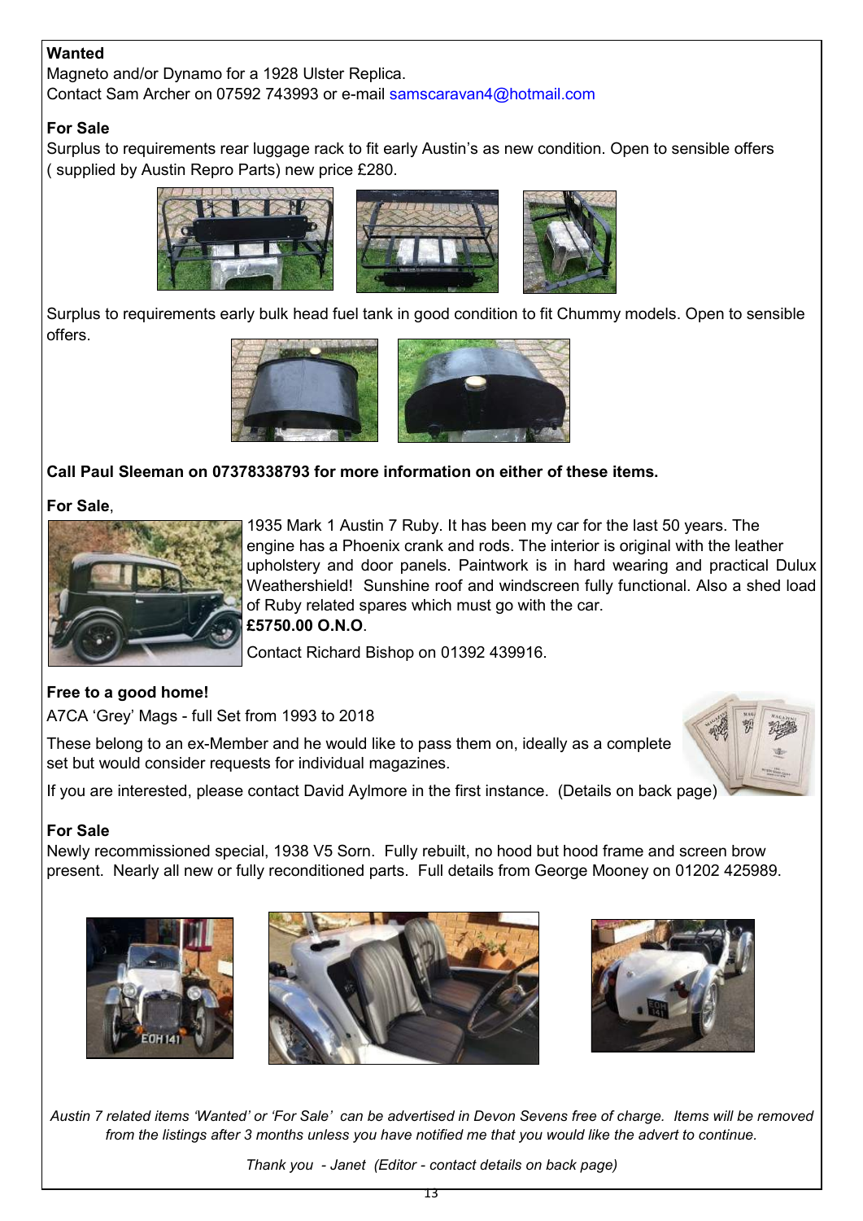**Wanted**

Magneto and/or Dynamo for a 1928 Ulster Replica.
Contact Sam Archer on 07592 743993 or e-mail samscaravan4@hotmail.com

**For Sale**

Surplus to requirements rear luggage rack to fit early Austin's as new condition. Open to sensible offers ( supplied by Austin Repro Parts) new price £280.

Surplus to requirements early bulk head fuel tank in good condition to fit Chummy models. Open to sensible offers.

**Call Paul Sleeman on 07378338793 for more information on either of these items.**

**For Sale**,

1935 Mark 1 Austin 7 Ruby. It has been my car for the last 50 years. The engine has a Phoenix crank and rods. The interior is original with the leather upholstery and door panels. Paintwork is in hard wearing and practical Dulux Weathershield! Sunshine roof and windscreen fully functional. Also a shed load of Ruby related spares which must go with the car.
**£5750.00 O.N.O**.

Contact Richard Bishop on 01392 439916.

**Free to a good home!**

A7CA 'Grey' Mags - full Set from 1993 to 2018

These belong to an ex-Member and he would like to pass them on, ideally as a complete set but would consider requests for individual magazines.

If you are interested, please contact David Aylmore in the first instance. (Details on back page)

**For Sale**

Newly recommissioned special, 1938 V5 Sorn. Fully rebuilt, no hood but hood frame and screen brow present. Nearly all new or fully reconditioned parts. Full details from George Mooney on 01202 425989.

*Austin 7 related items 'Wanted' or 'For Sale' can be advertised in Devon Sevens free of charge. Items will be removed from the listings after 3 months unless you have notified me that you would like the advert to continue.*

*Thank you - Janet (Editor - contact details on back page)*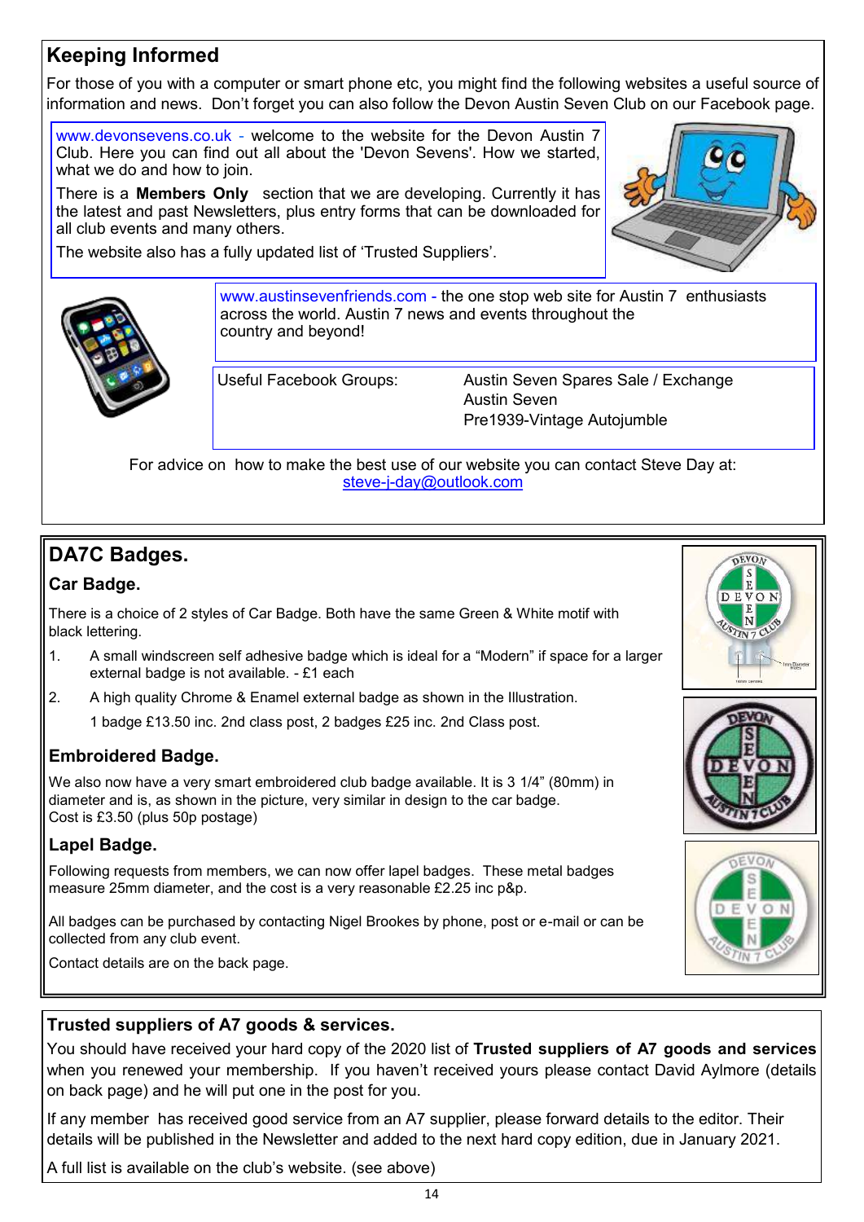## Keeping Informed

For those of you with a computer or smart phone etc, you might find the following websites a useful source of information and news. Don't forget you can also follow the Devon Austin Seven Club on our Facebook page.

www.devonsevens.co.uk - welcome to the website for the Devon Austin 7 Club. Here you can find out all about the 'Devon Sevens'. How we started, what we do and how to join.

There is a **Members Only** section that we are developing. Currently it has the latest and past Newsletters, plus entry forms that can be downloaded for all club events and many others.

The website also has a fully updated list of 'Trusted Suppliers'.

www.austinsevenfriends.com - the one stop web site for Austin 7 enthusiasts across the world. Austin 7 news and events throughout the country and beyond!

Useful Facebook Groups:

- Austin Seven Spares Sale / Exchange
- Austin Seven
- Pre1939-Vintage Autojumble

For advice on how to make the best use of our website you can contact Steve Day at: steve-j-day@outlook.com

## DA7C Badges.

### Car Badge.

There is a choice of 2 styles of Car Badge. Both have the same Green & White motif with black lettering.

1. A small windscreen self adhesive badge which is ideal for a "Modern" if space for a larger external badge is not available. - £1 each
2. A high quality Chrome & Enamel external badge as shown in the Illustration.

   1 badge £13.50 inc. 2nd class post, 2 badges £25 inc. 2nd Class post.

### Embroidered Badge.

We also now have a very smart embroidered club badge available. It is 3 1/4" (80mm) in diameter and is, as shown in the picture, very similar in design to the car badge.
Cost is £3.50 (plus 50p postage)

### Lapel Badge.

Following requests from members, we can now offer lapel badges. These metal badges measure 25mm diameter, and the cost is a very reasonable £2.25 inc p&p.

All badges can be purchased by contacting Nigel Brookes by phone, post or e-mail or can be collected from any club event.

Contact details are on the back page.

## Trusted suppliers of A7 goods & services.

You should have received your hard copy of the 2020 list of **Trusted suppliers of A7 goods and services** when you renewed your membership. If you haven't received yours please contact David Aylmore (details on back page) and he will put one in the post for you.

If any member has received good service from an A7 supplier, please forward details to the editor. Their details will be published in the Newsletter and added to the next hard copy edition, due in January 2021.

A full list is available on the club's website. (see above)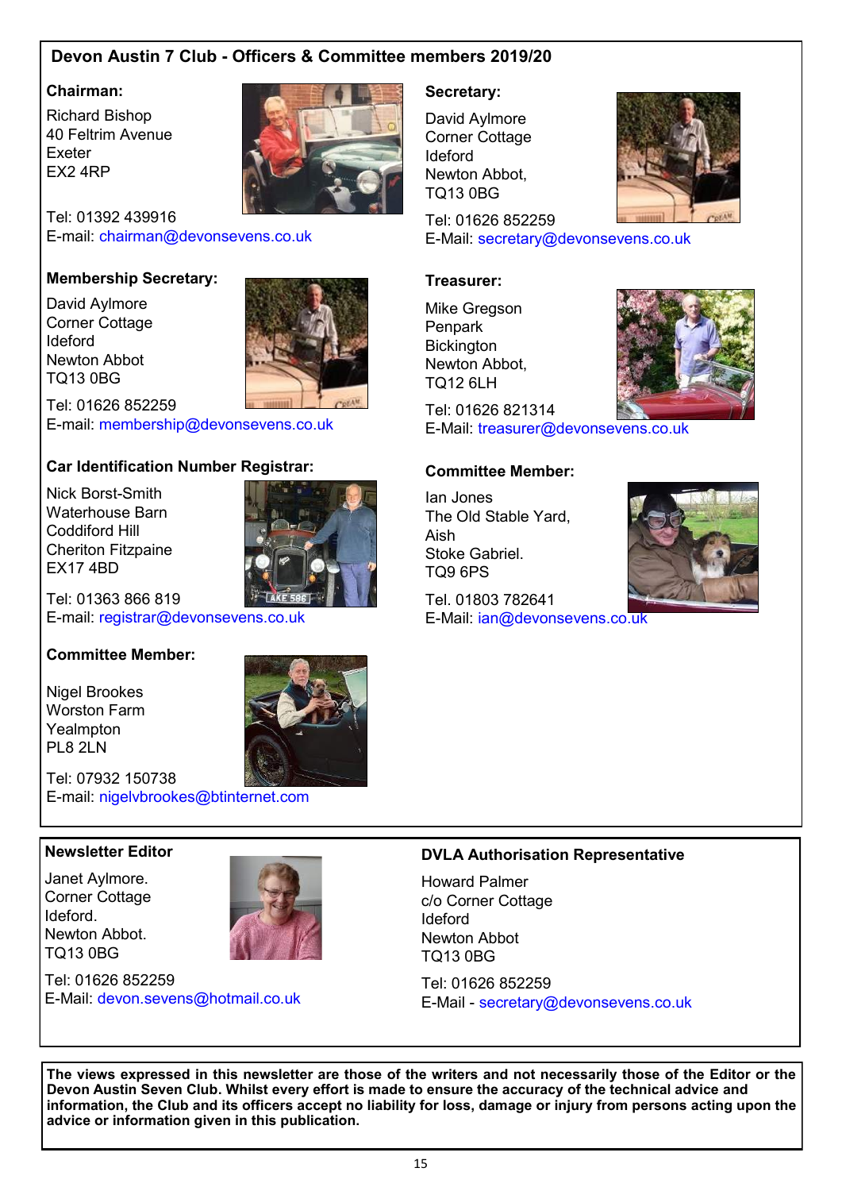## Devon Austin 7 Club - Officers & Committee members 2019/20

**Chairman:**

Richard Bishop
40 Feltrim Avenue
Exeter
EX2 4RP

Tel: 01392 439916
E-mail: chairman@devonsevens.co.uk

**Secretary:**

David Aylmore
Corner Cottage
Ideford
Newton Abbot,
TQ13 0BG

Tel: 01626 852259
E-Mail: secretary@devonsevens.co.uk

**Membership Secretary:**

David Aylmore
Corner Cottage
Ideford
Newton Abbot
TQ13 0BG

Tel: 01626 852259
E-mail: membership@devonsevens.co.uk

**Treasurer:**

Mike Gregson
Penpark
Bickington
Newton Abbot,
TQ12 6LH

Tel: 01626 821314
E-Mail: treasurer@devonsevens.co.uk

**Car Identification Number Registrar:**

Nick Borst-Smith
Waterhouse Barn
Coddiford Hill
Cheriton Fitzpaine
EX17 4BD

Tel: 01363 866 819
E-mail: registrar@devonsevens.co.uk

**Committee Member:**

Ian Jones
The Old Stable Yard,
Aish
Stoke Gabriel.
TQ9 6PS

Tel. 01803 782641
E-Mail: ian@devonsevens.co.uk

**Committee Member:**

Nigel Brookes
Worston Farm
Yealmpton
PL8 2LN

Tel: 07932 150738
E-mail: nigelvbrookes@btinternet.com

**Newsletter Editor**

Janet Aylmore.
Corner Cottage
Ideford.
Newton Abbot.
TQ13 0BG

Tel: 01626 852259
E-Mail: devon.sevens@hotmail.co.uk

**DVLA Authorisation Representative**

Howard Palmer
c/o Corner Cottage
Ideford
Newton Abbot
TQ13 0BG

Tel: 01626 852259
E-Mail - secretary@devonsevens.co.uk

**The views expressed in this newsletter are those of the writers and not necessarily those of the Editor or the Devon Austin Seven Club. Whilst every effort is made to ensure the accuracy of the technical advice and information, the Club and its officers accept no liability for loss, damage or injury from persons acting upon the advice or information given in this publication.**